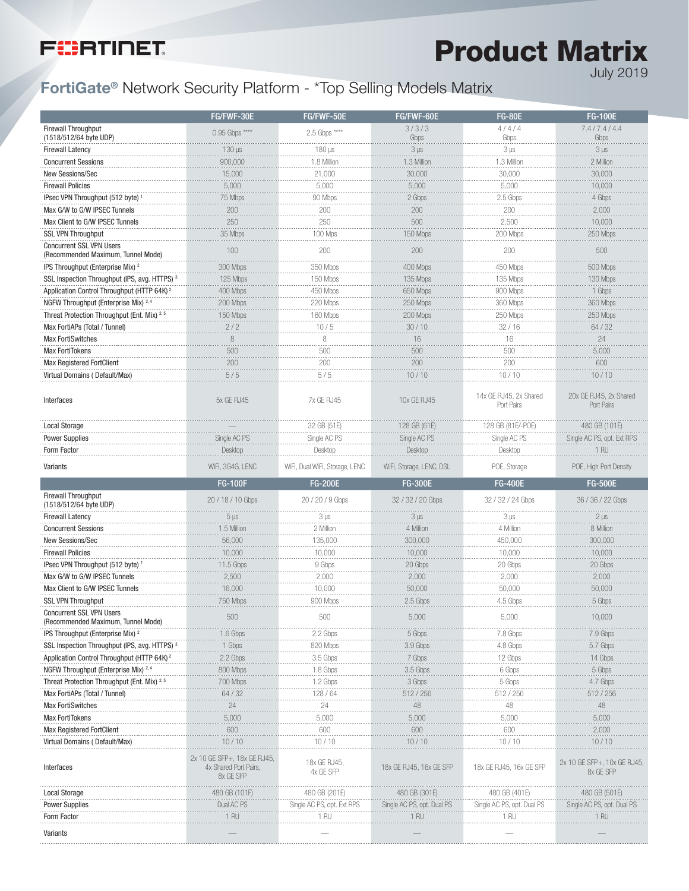FORTINET

# Product Matrix

July 2019

## FortiGate® Network Security Platform - *Top Selling Models Matrix

| | FG/FWF-30E | FG/FWF-50E | FG/FWF-60E | FG-80E | FG-100E |
|---|---|---|---|---|---|
| Firewall Throughput (1518/512/64 byte UDP) | 0.95 Gbps **** | 2.5 Gbps **** | 3 / 3 / 3 Gbps | 4 / 4 / 4 Gbps | 7.4 / 7.4 / 4.4 Gbps |
| Firewall Latency | 130 μs | 180 μs | 3 μs | 3 μs | 3 μs |
| Concurrent Sessions | 900,000 | 1.8 Million | 1.3 Million | 1.3 Million | 2 Million |
| New Sessions/Sec | 15,000 | 21,000 | 30,000 | 30,000 | 30,000 |
| Firewall Policies | 5,000 | 5,000 | 5,000 | 5,000 | 10,000 |
| IPsec VPN Throughput (512 byte) [1] | 75 Mbps | 90 Mbps | 2 Gbps | 2.5 Gbps | 4 Gbps |
| Max G/W to G/W IPSEC Tunnels | 200 | 200 | 200 | 200 | 2,000 |
| Max Client to G/W IPSEC Tunnels | 250 | 250 | 500 | 2,500 | 10,000 |
| SSL VPN Throughput | 35 Mbps | 100 Mps | 150 Mbps | 200 Mbps | 250 Mbps |
| Concurrent SSL VPN Users (Recommended Maximum, Tunnel Mode) | 100 | 200 | 200 | 200 | 500 |
| IPS Throughput (Enterprise Mix) [2] | 300 Mbps | 350 Mbps | 400 Mbps | 450 Mbps | 500 Mbps |
| SSL Inspection Throughput (IPS, avg. HTTPS) [3] | 125 Mbps | 150 Mbps | 135 Mbps | 135 Mbps | 130 Mbps |
| Application Control Throughput (HTTP 64K) [2] | 400 Mbps | 450 Mbps | 650 Mbps | 900 Mbps | 1 Gbps |
| NGFW Throughput (Enterprise Mix) [2, 4] | 200 Mbps | 220 Mbps | 250 Mbps | 360 Mbps | 360 Mbps |
| Threat Protection Throughput (Ent. Mix) [2, 5] | 150 Mbps | 160 Mbps | 200 Mbps | 250 Mbps | 250 Mbps |
| Max FortiAPs (Total / Tunnel) | 2 / 2 | 10 / 5 | 30 / 10 | 32 / 16 | 64 / 32 |
| Max FortiSwitches | 8 | 8 | 16 | 16 | 24 |
| Max FortiTokens | 500 | 500 | 500 | 500 | 5,000 |
| Max Registered FortClient | 200 | 200 | 200 | 200 | 600 |
| Virtual Domains ( Default/Max) | 5 / 5 | 5 / 5 | 10 / 10 | 10 / 10 | 10 / 10 |
| Interfaces | 5x GE RJ45 | 7x GE RJ45 | 10x GE RJ45 | 14x GE RJ45, 2x Shared Port Pairs | 20x GE RJ45, 2x Shared Port Pairs |
| Local Storage | — | 32 GB (51E) | 128 GB (61E) | 128 GB (81E/-POE) | 480 GB (101E) |
| Power Supplies | Single AC PS | Single AC PS | Single AC PS | Single AC PS | Single AC PS, opt. Ext RPS |
| Form Factor | Desktop | Desktop | Desktop | Desktop | 1 RU |
| Variants | WiFi, 3G4G, LENC | WiFi, Dual WiFi, Storage, LENC | WiFi, Storage, LENC, DSL | POE, Storage | POE, High Port Density |

| | FG-100F | FG-200E | FG-300E | FG-400E | FG-500E |
|---|---|---|---|---|---|
| Firewall Throughput (1518/512/64 byte UDP) | 20 / 18 / 10 Gbps | 20 / 20 / 9 Gbps | 32 / 32 / 20 Gbps | 32 / 32 / 24 Gbps | 36 / 36 / 22 Gbps |
| Firewall Latency | 5 μs | 3 μs | 3 μs | 3 μs | 2 μs |
| Concurrent Sessions | 1.5 Million | 2 Million | 4 Million | 4 Million | 8 Million |
| New Sessions/Sec | 56,000 | 135,000 | 300,000 | 450,000 | 300,000 |
| Firewall Policies | 10,000 | 10,000 | 10,000 | 10,000 | 10,000 |
| IPsec VPN Throughput (512 byte) [1] | 11.5 Gbps | 9 Gbps | 20 Gbps | 20 Gbps | 20 Gbps |
| Max G/W to G/W IPSEC Tunnels | 2,500 | 2,000 | 2,000 | 2,000 | 2,000 |
| Max Client to G/W IPSEC Tunnels | 16,000 | 10,000 | 50,000 | 50,000 | 50,000 |
| SSL VPN Throughput | 750 Mbps | 900 Mbps | 2.5 Gbps | 4.5 Gbps | 5 Gbps |
| Concurrent SSL VPN Users (Recommended Maximum, Tunnel Mode) | 500 | 500 | 5,000 | 5,000 | 10,000 |
| IPS Throughput (Enterprise Mix) [2] | 1.6 Gbps | 2.2 Gbps | 5 Gbps | 7.8 Gbps | 7.9 Gbps |
| SSL Inspection Throughput (IPS, avg. HTTPS) [3] | 1 Gbps | 820 Mbps | 3.9 Gbps | 4.8 Gbps | 5.7 Gbps |
| Application Control Throughput (HTTP 64K) [2] | 2.2 Gbps | 3.5 Gbps | 7 Gbps | 12 Gbps | 14 Gbps |
| NGFW Throughput (Enterprise Mix) [2, 4] | 800 Mbps | 1.8 Gbps | 3.5 Gbps | 6 Gbps | 5 Gbps |
| Threat Protection Throughput (Ent. Mix) [2, 5] | 700 Mbps | 1.2 Gbps | 3 Gbps | 5 Gbps | 4.7 Gbps |
| Max FortiAPs (Total / Tunnel) | 64 / 32 | 128 / 64 | 512 / 256 | 512 / 256 | 512 / 256 |
| Max FortiSwitches | 24 | 24 | 48 | 48 | 48 |
| Max FortiTokens | 5,000 | 5,000 | 5,000 | 5,000 | 5,000 |
| Max Registered FortClient | 600 | 600 | 600 | 600 | 2,000 |
| Virtual Domains ( Default/Max) | 10 / 10 | 10 / 10 | 10 / 10 | 10 / 10 | 10 / 10 |
| Interfaces | 2x 10 GE SFP+, 18x GE RJ45, 4x Shared Port Pairs, 8x GE SFP | 18x GE RJ45, 4x GE SFP | 18x GE RJ45, 16x GE SFP | 18x GE RJ45, 16x GE SFP | 2x 10 GE SFP+, 10x GE RJ45, 8x GE SFP |
| Local Storage | 480 GB (101F) | 480 GB (201E) | 480 GB (301E) | 480 GB (401E) | 480 GB (501E) |
| Power Supplies | Dual AC PS | Single AC PS, opt. Ext RPS | Single AC PS, opt. Dual PS | Single AC PS, opt. Dual PS | Single AC PS, opt. Dual PS |
| Form Factor | 1 RU | 1 RU | 1 RU | 1 RU | 1 RU |
| Variants | — | — | — | — | — |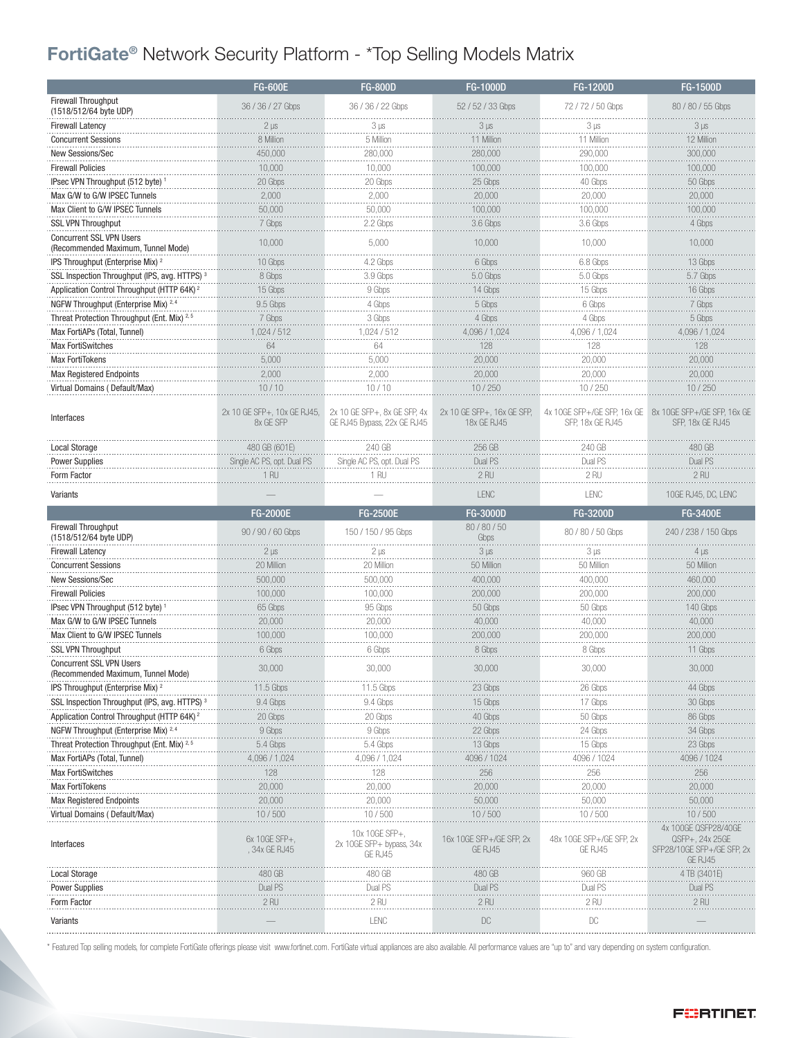# FortiGate® Network Security Platform - *Top Selling Models Matrix

| | FG-600E | FG-800D | FG-1000D | FG-1200D | FG-1500D |
|---|---|---|---|---|---|
| Firewall Throughput (1518/512/64 byte UDP) | 36 / 36 / 27 Gbps | 36 / 36 / 22 Gbps | 52 / 52 / 33 Gbps | 72 / 72 / 50 Gbps | 80 / 80 / 55 Gbps |
| Firewall Latency | 2 µs | 3 µs | 3 µs | 3 µs | 3 µs |
| Concurrent Sessions | 8 Million | 5 Million | 11 Million | 11 Million | 12 Million |
| New Sessions/Sec | 450,000 | 280,000 | 280,000 | 290,000 | 300,000 |
| Firewall Policies | 10,000 | 10,000 | 100,000 | 100,000 | 100,000 |
| IPsec VPN Throughput (512 byte) [1] | 20 Gbps | 20 Gbps | 25 Gbps | 40 Gbps | 50 Gbps |
| Max G/W to G/W IPSEC Tunnels | 2,000 | 2,000 | 20,000 | 20,000 | 20,000 |
| Max Client to G/W IPSEC Tunnels | 50,000 | 50,000 | 100,000 | 100,000 | 100,000 |
| SSL VPN Throughput | 7 Gbps | 2.2 Gbps | 3.6 Gbps | 3.6 Gbps | 4 Gbps |
| Concurrent SSL VPN Users (Recommended Maximum, Tunnel Mode) | 10,000 | 5,000 | 10,000 | 10,000 | 10,000 |
| IPS Throughput (Enterprise Mix) [2] | 10 Gbps | 4.2 Gbps | 6 Gbps | 6.8 Gbps | 13 Gbps |
| SSL Inspection Throughput (IPS, avg. HTTPS) [3] | 8 Gbps | 3.9 Gbps | 5.0 Gbps | 5.0 Gbps | 5.7 Gbps |
| Application Control Throughput (HTTP 64K) [2] | 15 Gbps | 9 Gbps | 14 Gbps | 15 Gbps | 16 Gbps |
| NGFW Throughput (Enterprise Mix) [2, 4] | 9.5 Gbps | 4 Gbps | 5 Gbps | 6 Gbps | 7 Gbps |
| Threat Protection Throughput (Ent. Mix) [2, 5] | 7 Gbps | 3 Gbps | 4 Gbps | 4 Gbps | 5 Gbps |
| Max FortiAPs (Total, Tunnel) | 1,024 / 512 | 1,024 / 512 | 4,096 / 1,024 | 4,096 / 1,024 | 4,096 / 1,024 |
| Max FortiSwitches | 64 | 64 | 128 | 128 | 128 |
| Max FortiTokens | 5,000 | 5,000 | 20,000 | 20,000 | 20,000 |
| Max Registered Endpoints | 2,000 | 2,000 | 20,000 | 20,000 | 20,000 |
| Virtual Domains ( Default/Max) | 10 / 10 | 10 / 10 | 10 / 250 | 10 / 250 | 10 / 250 |
| Interfaces | 2x 10 GE SFP+, 10x GE RJ45, 8x GE SFP | 2x 10 GE SFP+, 8x GE SFP, 4x GE RJ45 Bypass, 22x GE RJ45 | 2x 10 GE SFP+, 16x GE SFP, 18x GE RJ45 | 4x 10GE SFP+/GE SFP, 16x GE SFP, 18x GE RJ45 | 8x 10GE SFP+/GE SFP, 16x GE SFP, 18x GE RJ45 |
| Local Storage | 480 GB (601E) | 240 GB | 256 GB | 240 GB | 480 GB |
| Power Supplies | Single AC PS, opt. Dual PS | Single AC PS, opt. Dual PS | Dual PS | Dual PS | Dual PS |
| Form Factor | 1 RU | 1 RU | 2 RU | 2 RU | 2 RU |
| Variants | — | — | LENC | LENC | 10GE RJ45, DC, LENC |

| | FG-2000E | FG-2500E | FG-3000D | FG-3200D | FG-3400E |
|---|---|---|---|---|---|
| Firewall Throughput (1518/512/64 byte UDP) | 90 / 90 / 60 Gbps | 150 / 150 / 95 Gbps | 80 / 80 / 50 Gbps | 80 / 80 / 50 Gbps | 240 / 238 / 150 Gbps |
| Firewall Latency | 2 µs | 2 µs | 3 µs | 3 µs | 4 µs |
| Concurrent Sessions | 20 Million | 20 Million | 50 Million | 50 Million | 50 Million |
| New Sessions/Sec | 500,000 | 500,000 | 400,000 | 400,000 | 460,000 |
| Firewall Policies | 100,000 | 100,000 | 200,000 | 200,000 | 200,000 |
| IPsec VPN Throughput (512 byte) [1] | 65 Gbps | 95 Gbps | 50 Gbps | 50 Gbps | 140 Gbps |
| Max G/W to G/W IPSEC Tunnels | 20,000 | 20,000 | 40,000 | 40,000 | 40,000 |
| Max Client to G/W IPSEC Tunnels | 100,000 | 100,000 | 200,000 | 200,000 | 200,000 |
| SSL VPN Throughput | 6 Gbps | 6 Gbps | 8 Gbps | 8 Gbps | 11 Gbps |
| Concurrent SSL VPN Users (Recommended Maximum, Tunnel Mode) | 30,000 | 30,000 | 30,000 | 30,000 | 30,000 |
| IPS Throughput (Enterprise Mix) [2] | 11.5 Gbps | 11.5 Gbps | 23 Gbps | 26 Gbps | 44 Gbps |
| SSL Inspection Throughput (IPS, avg. HTTPS) [3] | 9.4 Gbps | 9.4 Gbps | 15 Gbps | 17 Gbps | 30 Gbps |
| Application Control Throughput (HTTP 64K) [2] | 20 Gbps | 20 Gbps | 40 Gbps | 50 Gbps | 86 Gbps |
| NGFW Throughput (Enterprise Mix) [2, 4] | 9 Gbps | 9 Gbps | 22 Gbps | 24 Gbps | 34 Gbps |
| Threat Protection Throughput (Ent. Mix) [2, 5] | 5.4 Gbps | 5.4 Gbps | 13 Gbps | 15 Gbps | 23 Gbps |
| Max FortiAPs (Total, Tunnel) | 4,096 / 1,024 | 4,096 / 1,024 | 4096 / 1024 | 4096 / 1024 | 4096 / 1024 |
| Max FortiSwitches | 128 | 128 | 256 | 256 | 256 |
| Max FortiTokens | 20,000 | 20,000 | 20,000 | 20,000 | 20,000 |
| Max Registered Endpoints | 20,000 | 20,000 | 50,000 | 50,000 | 50,000 |
| Virtual Domains ( Default/Max) | 10 / 500 | 10 / 500 | 10 / 500 | 10 / 500 | 10 / 500 |
| Interfaces | 6x 10GE SFP+, , 34x GE RJ45 | 10x 10GE SFP+, 2x 10GE SFP+ bypass, 34x GE RJ45 | 16x 10GE SFP+/GE SFP, 2x GE RJ45 | 48x 10GE SFP+/GE SFP, 2x GE RJ45 | 4x 100GE QSFP28/40GE QSFP+, 24x 25GE SFP28/10GE SFP+/GE SFP, 2x GE RJ45 |
| Local Storage | 480 GB | 480 GB | 480 GB | 960 GB | 4 TB (3401E) |
| Power Supplies | Dual PS | Dual PS | Dual PS | Dual PS | Dual PS |
| Form Factor | 2 RU | 2 RU | 2 RU | 2 RU | 2 RU |
| Variants | — | LENC | DC | DC | — |

* Featured Top selling models, for complete FortiGate offerings please visit www.fortinet.com. FortiGate virtual appliances are also available. All performance values are "up to" and vary depending on system configuration.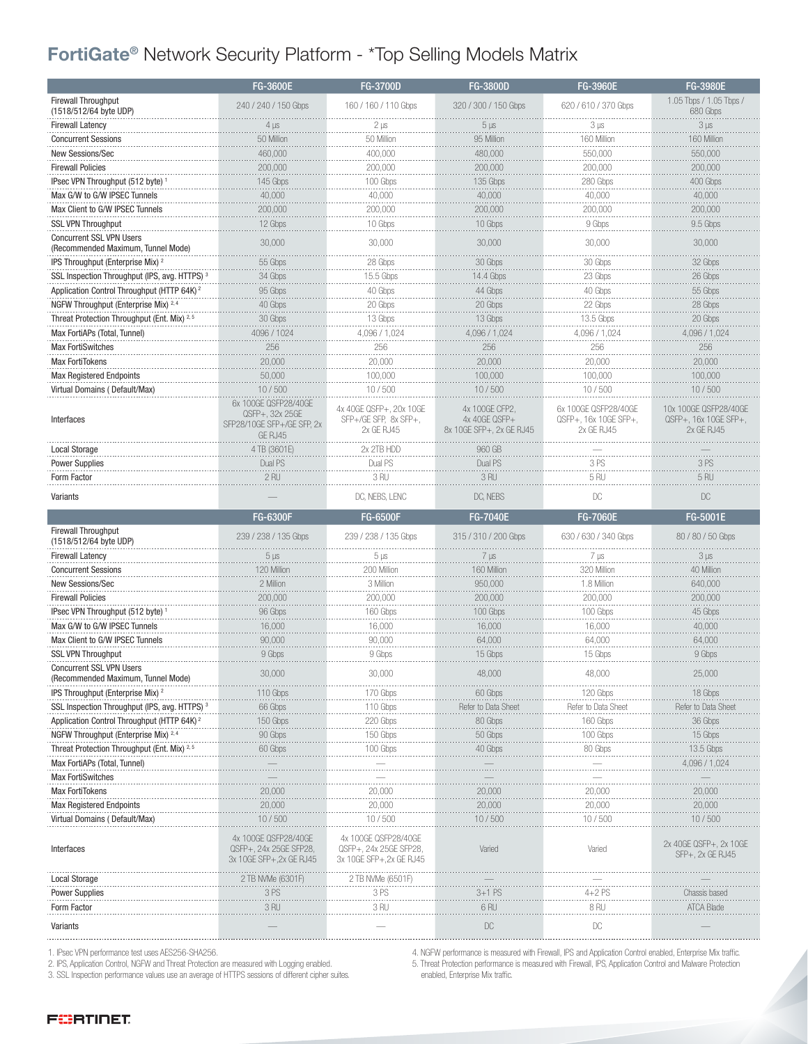# FortiGate® Network Security Platform - *Top Selling Models Matrix

| | FG-3600E | FG-3700D | FG-3800D | FG-3960E | FG-3980E |
|---|---|---|---|---|---|
| Firewall Throughput (1518/512/64 byte UDP) | 240 / 240 / 150 Gbps | 160 / 160 / 110 Gbps | 320 / 300 / 150 Gbps | 620 / 610 / 370 Gbps | 1.05 Tbps / 1.05 Tbps / 680 Gbps |
| Firewall Latency | 4 μs | 2 μs | 5 μs | 3 μs | 3 μs |
| Concurrent Sessions | 50 Million | 50 Million | 95 Million | 160 Million | 160 Million |
| New Sessions/Sec | 460,000 | 400,000 | 480,000 | 550,000 | 550,000 |
| Firewall Policies | 200,000 | 200,000 | 200,000 | 200,000 | 200,000 |
| IPsec VPN Throughput (512 byte) [1] | 145 Gbps | 100 Gbps | 135 Gbps | 280 Gbps | 400 Gbps |
| Max G/W to G/W IPSEC Tunnels | 40,000 | 40,000 | 40,000 | 40,000 | 40,000 |
| Max Client to G/W IPSEC Tunnels | 200,000 | 200,000 | 200,000 | 200,000 | 200,000 |
| SSL VPN Throughput | 12 Gbps | 10 Gbps | 10 Gbps | 9 Gbps | 9.5 Gbps |
| Concurrent SSL VPN Users (Recommended Maximum, Tunnel Mode) | 30,000 | 30,000 | 30,000 | 30,000 | 30,000 |
| IPS Throughput (Enterprise Mix) [2] | 55 Gbps | 28 Gbps | 30 Gbps | 30 Gbps | 32 Gbps |
| SSL Inspection Throughput (IPS, avg. HTTPS) [3] | 34 Gbps | 15.5 Gbps | 14.4 Gbps | 23 Gbps | 26 Gbps |
| Application Control Throughput (HTTP 64K) [2] | 95 Gbps | 40 Gbps | 44 Gbps | 40 Gbps | 55 Gbps |
| NGFW Throughput (Enterprise Mix) [2, 4] | 40 Gbps | 20 Gbps | 20 Gbps | 22 Gbps | 28 Gbps |
| Threat Protection Throughput (Ent. Mix) [2, 5] | 30 Gbps | 13 Gbps | 13 Gbps | 13.5 Gbps | 20 Gbps |
| Max FortiAPs (Total, Tunnel) | 4096 / 1024 | 4,096 / 1,024 | 4,096 / 1,024 | 4,096 / 1,024 | 4,096 / 1,024 |
| Max FortiSwitches | 256 | 256 | 256 | 256 | 256 |
| Max FortiTokens | 20,000 | 20,000 | 20,000 | 20,000 | 20,000 |
| Max Registered Endpoints | 50,000 | 100,000 | 100,000 | 100,000 | 100,000 |
| Virtual Domains ( Default/Max) | 10 / 500 | 10 / 500 | 10 / 500 | 10 / 500 | 10 / 500 |
| Interfaces | 6x 100GE QSFP28/40GE QSFP+, 32x 25GE SFP28/10GE SFP+/GE SFP, 2x GE RJ45 | 4x 40GE QSFP+, 20x 10GE SFP+/GE SFP, 8x SFP+, 2x GE RJ45 | 4x 100GE CFP2, 4x 40GE QSFP+ 8x 10GE SFP+, 2x GE RJ45 | 6x 100GE QSFP28/40GE QSFP+, 16x 10GE SFP+, 2x GE RJ45 | 10x 100GE QSFP28/40GE QSFP+, 16x 10GE SFP+, 2x GE RJ45 |
| Local Storage | 4 TB (3601E) | 2x 2TB HDD | 960 GB | — | — |
| Power Supplies | Dual PS | Dual PS | Dual PS | 3 PS | 3 PS |
| Form Factor | 2 RU | 3 RU | 3 RU | 5 RU | 5 RU |
| Variants | — | DC, NEBS, LENC | DC, NEBS | DC | DC |

| | FG-6300F | FG-6500F | FG-7040E | FG-7060E | FG-5001E |
|---|---|---|---|---|---|
| Firewall Throughput (1518/512/64 byte UDP) | 239 / 238 / 135 Gbps | 239 / 238 / 135 Gbps | 315 / 310 / 200 Gbps | 630 / 630 / 340 Gbps | 80 / 80 / 50 Gbps |
| Firewall Latency | 5 μs | 5 μs | 7 μs | 7 μs | 3 μs |
| Concurrent Sessions | 120 Million | 200 Million | 160 Million | 320 Million | 40 Million |
| New Sessions/Sec | 2 Million | 3 Million | 950,000 | 1.8 Million | 640,000 |
| Firewall Policies | 200,000 | 200,000 | 200,000 | 200,000 | 200,000 |
| IPsec VPN Throughput (512 byte) [1] | 96 Gbps | 160 Gbps | 100 Gbps | 100 Gbps | 45 Gbps |
| Max G/W to G/W IPSEC Tunnels | 16,000 | 16,000 | 16,000 | 16,000 | 40,000 |
| Max Client to G/W IPSEC Tunnels | 90,000 | 90,000 | 64,000 | 64,000 | 64,000 |
| SSL VPN Throughput | 9 Gbps | 9 Gbps | 15 Gbps | 15 Gbps | 9 Gbps |
| Concurrent SSL VPN Users (Recommended Maximum, Tunnel Mode) | 30,000 | 30,000 | 48,000 | 48,000 | 25,000 |
| IPS Throughput (Enterprise Mix) [2] | 110 Gbps | 170 Gbps | 60 Gbps | 120 Gbps | 18 Gbps |
| SSL Inspection Throughput (IPS, avg. HTTPS) [3] | 66 Gbps | 110 Gbps | Refer to Data Sheet | Refer to Data Sheet | Refer to Data Sheet |
| Application Control Throughput (HTTP 64K) [2] | 150 Gbps | 220 Gbps | 80 Gbps | 160 Gbps | 36 Gbps |
| NGFW Throughput (Enterprise Mix) [2, 4] | 90 Gbps | 150 Gbps | 50 Gbps | 100 Gbps | 15 Gbps |
| Threat Protection Throughput (Ent. Mix) [2, 5] | 60 Gbps | 100 Gbps | 40 Gbps | 80 Gbps | 13.5 Gbps |
| Max FortiAPs (Total, Tunnel) | — | — | — | — | 4,096 / 1,024 |
| Max FortiSwitches | — | — | — | — | — |
| Max FortiTokens | 20,000 | 20,000 | 20,000 | 20,000 | 20,000 |
| Max Registered Endpoints | 20,000 | 20,000 | 20,000 | 20,000 | 20,000 |
| Virtual Domains ( Default/Max) | 10 / 500 | 10 / 500 | 10 / 500 | 10 / 500 | 10 / 500 |
| Interfaces | 4x 100GE QSFP28/40GE QSFP+, 24x 25GE SFP28, 3x 10GE SFP+,2x GE RJ45 | 4x 100GE QSFP28/40GE QSFP+, 24x 25GE SFP28, 3x 10GE SFP+,2x GE RJ45 | Varied | Varied | 2x 40GE QSFP+, 2x 10GE SFP+, 2x GE RJ45 |
| Local Storage | 2 TB NVMe (6301F) | 2 TB NVMe (6501F) | — | — | — |
| Power Supplies | 3 PS | 3 PS | 3+1 PS | 4+2 PS | Chassis based |
| Form Factor | 3 RU | 3 RU | 6 RU | 8 RU | ATCA Blade |
| Variants | — | — | DC | DC | — |

1. IPsec VPN performance test uses AES256-SHA256.
2. IPS, Application Control, NGFW and Threat Protection are measured with Logging enabled.
3. SSL Inspection performance values use an average of HTTPS sessions of different cipher suites.
4. NGFW performance is measured with Firewall, IPS and Application Control enabled, Enterprise Mix traffic.
5. Threat Protection performance is measured with Firewall, IPS, Application Control and Malware Protection enabled, Enterprise Mix traffic.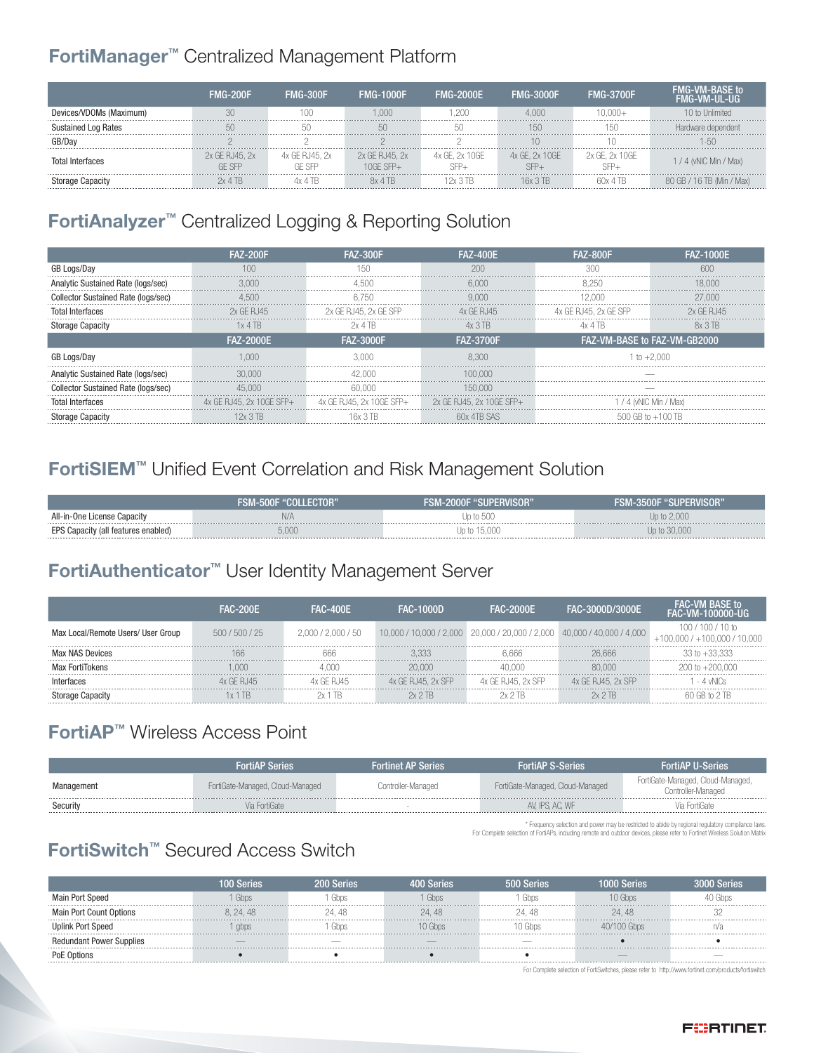## FortiManager™ Centralized Management Platform

| | FMG-200F | FMG-300F | FMG-1000F | FMG-2000E | FMG-3000F | FMG-3700F | FMG-VM-BASE to FMG-VM-UL-UG |
|---|---|---|---|---|---|---|---|
| Devices/VDOMs (Maximum) | 30 | 100 | 1,000 | 1,200 | 4,000 | 10,000+ | 10 to Unlimited |
| Sustained Log Rates | 50 | 50 | 50 | 50 | 150 | 150 | Hardware dependent |
| GB/Day | 2 | 2 | 2 | 2 | 10 | 10 | 1-50 |
| Total Interfaces | 2x GE RJ45, 2x GE SFP | 4x GE RJ45, 2x GE SFP | 2x GE RJ45, 2x 10GE SFP+ | 4x GE, 2x 10GE SFP+ | 4x GE, 2x 10GE SFP+ | 2x GE, 2x 10GE SFP+ | 1 / 4 (vNIC Min / Max) |
| Storage Capacity | 2x 4 TB | 4x 4 TB | 8x 4 TB | 12x 3 TB | 16x 3 TB | 60x 4 TB | 80 GB / 16 TB (Min / Max) |

## FortiAnalyzer™ Centralized Logging & Reporting Solution

| | FAZ-200F | FAZ-300F | FAZ-400E | FAZ-800F | FAZ-1000E |
|---|---|---|---|---|---|
| GB Logs/Day | 100 | 150 | 200 | 300 | 600 |
| Analytic Sustained Rate (logs/sec) | 3,000 | 4,500 | 6,000 | 8,250 | 18,000 |
| Collector Sustained Rate (logs/sec) | 4,500 | 6,750 | 9,000 | 12,000 | 27,000 |
| Total Interfaces | 2x GE RJ45 | 2x GE RJ45, 2x GE SFP | 4x GE RJ45 | 4x GE RJ45, 2x GE SFP | 2x GE RJ45 |
| Storage Capacity | 1x 4 TB | 2x 4 TB | 4x 3 TB | 4x 4 TB | 8x 3 TB |
| | **FAZ-2000E** | **FAZ-3000F** | **FAZ-3700F** | **FAZ-VM-BASE to FAZ-VM-GB2000** | |
| GB Logs/Day | 1,000 | 3,000 | 8,300 | 1 to +2,000 | |
| Analytic Sustained Rate (logs/sec) | 30,000 | 42,000 | 100,000 | — | |
| Collector Sustained Rate (logs/sec) | 45,000 | 60,000 | 150,000 | — | |
| Total Interfaces | 4x GE RJ45, 2x 10GE SFP+ | 4x GE RJ45, 2x 10GE SFP+ | 2x GE RJ45, 2x 10GE SFP+ | 1 / 4 (vNIC Min / Max) | |
| Storage Capacity | 12x 3 TB | 16x 3 TB | 60x 4TB SAS | 500 GB to +100 TB | |

## FortiSIEM™ Unified Event Correlation and Risk Management Solution

| | FSM-500F "COLLECTOR" | FSM-2000F "SUPERVISOR" | FSM-3500F "SUPERVISOR" |
|---|---|---|---|
| All-in-One License Capacity | N/A | Up to 500 | Up to 2,000 |
| EPS Capacity (all features enabled) | 5,000 | Up to 15,000 | Up to 30,000 |

## FortiAuthenticator™ User Identity Management Server

| | FAC-200E | FAC-400E | FAC-1000D | FAC-2000E | FAC-3000D/3000E | FAC-VM BASE to FAC-VM-100000-UG |
|---|---|---|---|---|---|---|
| Max Local/Remote Users/ User Group | 500 / 500 / 25 | 2,000 / 2,000 / 50 | 10,000 / 10,000 / 2,000 | 20,000 / 20,000 / 2,000 | 40,000 / 40,000 / 4,000 | 100 / 100 / 10 to +100,000 / +100,000 / 10,000 |
| Max NAS Devices | 166 | 666 | 3,333 | 6,666 | 26,666 | 33 to +33,333 |
| Max FortiTokens | 1,000 | 4,000 | 20,000 | 40,000 | 80,000 | 200 to +200,000 |
| Interfaces | 4x GE RJ45 | 4x GE RJ45 | 4x GE RJ45, 2x SFP | 4x GE RJ45, 2x SFP | 4x GE RJ45, 2x SFP | 1 - 4 vNICs |
| Storage Capacity | 1x 1 TB | 2x 1 TB | 2x 2 TB | 2x 2 TB | 2x 2 TB | 60 GB to 2 TB |

## FortiAP™ Wireless Access Point

| | FortiAP Series | Fortinet AP Series | FortiAP S-Series | FortiAP U-Series |
|---|---|---|---|---|
| Management | FortiGate-Managed, Cloud-Managed | Controller-Managed | FortiGate-Managed, Cloud-Managed | FortiGate-Managed, Cloud-Managed, Controller-Managed |
| Security | Via FortiGate | - | AV, IPS, AC, WF | Via FortiGate |

* Frequency selection and power may be restricted to abide by regional regulatory compliance laws.
For Complete selection of FortiAPs, including remote and outdoor devices, please refer to Fortinet Wireless Solution Matrix

## FortiSwitch™ Secured Access Switch

| | 100 Series | 200 Series | 400 Series | 500 Series | 1000 Series | 3000 Series |
|---|---|---|---|---|---|---|
| Main Port Speed | 1 Gbps | 1 Gbps | 1 Gbps | 1 Gbps | 10 Gbps | 40 Gbps |
| Main Port Count Options | 8, 24, 48 | 24, 48 | 24, 48 | 24, 48 | 24, 48 | 32 |
| Uplink Port Speed | 1 gbps | 1 Gbps | 10 Gbps | 10 Gbps | 40/100 Gbps | n/a |
| Redundant Power Supplies | — | — | — | — | • | • |
| PoE Options | • | • | • | • | — | — |

For Complete selection of FortiSwitches, please refer to http://www.fortinet.com/products/fortiswitch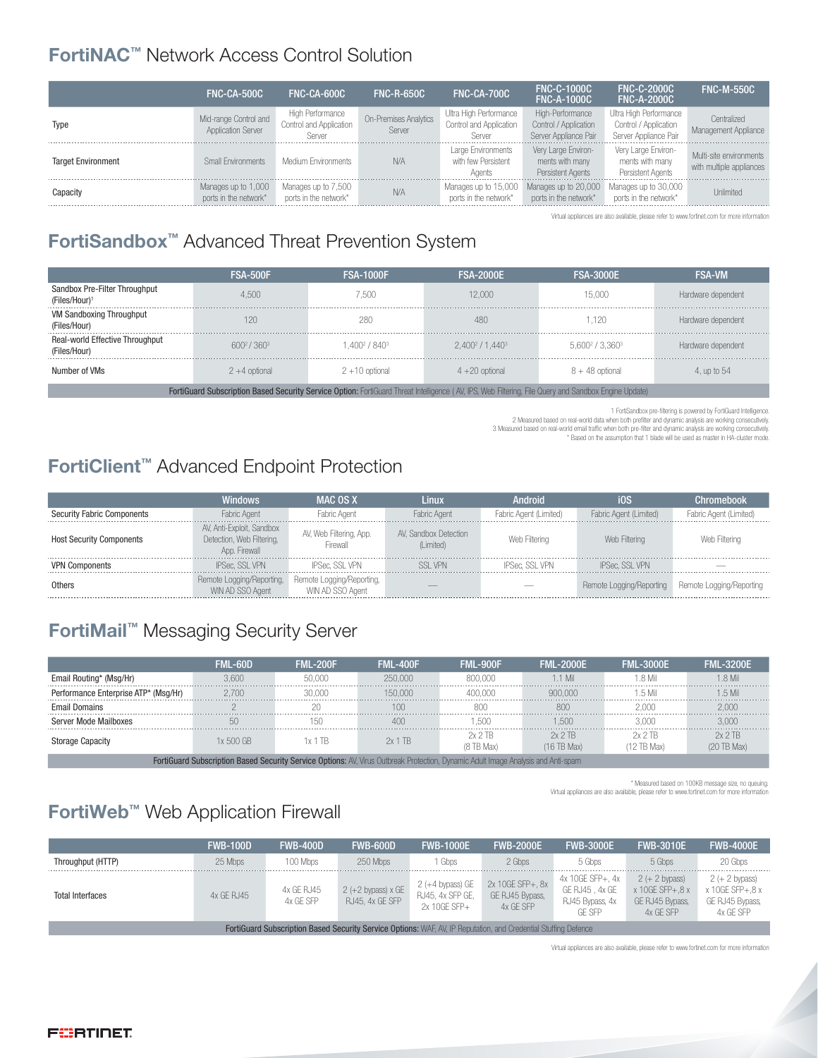## FortiNAC™ Network Access Control Solution

| | FNC-CA-500C | FNC-CA-600C | FNC-R-650C | FNC-CA-700C | FNC-C-1000C FNC-A-1000C | FNC-C-2000C FNC-A-2000C | FNC-M-550C |
|---|---|---|---|---|---|---|---|
| Type | Mid-range Control and Application Server | High Performance Control and Application Server | On-Premises Analytics Server | Ultra High Performance Control and Application Server | High-Performance Control / Application Server Appliance Pair | Ultra High Performance Control / Application Server Appliance Pair | Centralized Management Appliance |
| Target Environment | Small Environments | Medium Environments | N/A | Large Environments with few Persistent Agents | Very Large Environments with many Persistent Agents | Very Large Environments with many Persistent Agents | Multi-site environments with multiple appliances |
| Capacity | Manages up to 1,000 ports in the network* | Manages up to 7,500 ports in the network* | N/A | Manages up to 15,000 ports in the network* | Manages up to 20,000 ports in the network* | Manages up to 30,000 ports in the network* | Unlimited |

Virtual appliances are also available, please refer to www.fortinet.com for more information

## FortiSandbox™ Advanced Threat Prevention System

| | FSA-500F | FSA-1000F | FSA-2000E | FSA-3000E | FSA-VM |
|---|---|---|---|---|---|
| Sandbox Pre-Filter Throughput (Files/Hour)[1] | 4,500 | 7,500 | 12,000 | 15,000 | Hardware dependent |
| VM Sandboxing Throughput (Files/Hour) | 120 | 280 | 480 | 1,120 | Hardware dependent |
| Real-world Effective Throughput (Files/Hour) | 600[2] / 360[3] | 1,400[2] / 840[3] | 2,400[2] / 1,440[3] | 5,600[2] / 3,360[3] | Hardware dependent |
| Number of VMs | 2 +4 optional | 2 +10 optional | 4 +20 optional | 8 + 48 optional | 4, up to 54 |
| **FortiGuard Subscription Based Security Service Option:** FortiGuard Threat Intelligence ( AV, IPS, Web Filtering, File Query and Sandbox Engine Update) | | | | | |

1 FortiSandbox pre-filtering is powered by FortiGuard Intelligence.
2 Measured based on real-world data when both prefilter and dynamic analysis are working consecutively.
3 Measured based on real-world email traffic when both pre-filter and dynamic analysis are working consecutively.
* Based on the assumption that 1 blade will be used as master in HA-cluster mode.

## FortiClient™ Advanced Endpoint Protection

| | Windows | MAC OS X | Linux | Android | iOS | Chromebook |
|---|---|---|---|---|---|---|
| Security Fabric Components | Fabric Agent | Fabric Agent | Fabric Agent | Fabric Agent (Limited) | Fabric Agent (Limited) | Fabric Agent (Limited) |
| Host Security Components | AV, Anti-Exploit, Sandbox Detection, Web Filtering, App. Firewall | AV, Web Filtering, App. Firewall | AV, Sandbox Detection (Limited) | Web Filtering | Web Filtering | Web Filtering |
| VPN Components | IPSec, SSL VPN | IPSec, SSL VPN | SSL VPN | IPSec, SSL VPN | IPSec, SSL VPN | — |
| Others | Remote Logging/Reporting, WIN AD SSO Agent | Remote Logging/Reporting, WIN AD SSO Agent | — | — | Remote Logging/Reporting | Remote Logging/Reporting |

## FortiMail™ Messaging Security Server

| | FML-60D | FML-200F | FML-400F | FML-900F | FML-2000E | FML-3000E | FML-3200E |
|---|---|---|---|---|---|---|---|
| Email Routing* (Msg/Hr) | 3,600 | 50,000 | 250,000 | 800,000 | 1.1 Mil | 1.8 Mil | 1.8 Mil |
| Performance Enterprise ATP* (Msg/Hr) | 2,700 | 30,000 | 150,000 | 400,000 | 900,000 | 1.5 Mil | 1.5 Mil |
| Email Domains | 2 | 20 | 100 | 800 | 800 | 2,000 | 2,000 |
| Server Mode Mailboxes | 50 | 150 | 400 | 1,500 | 1,500 | 3,000 | 3,000 |
| Storage Capacity | 1x 500 GB | 1x 1 TB | 2x 1 TB | 2x 2 TB (8 TB Max) | 2x 2 TB (16 TB Max) | 2x 2 TB (12 TB Max) | 2x 2 TB (20 TB Max) |
| **FortiGuard Subscription Based Security Service Options:** AV, Virus Outbreak Protection, Dynamic Adult Image Analysis and Anti-spam | | | | | | | |

* Measured based on 100KB message size, no queuing.
Virtual appliances are also available, please refer to www.fortinet.com for more information

## FortiWeb™ Web Application Firewall

| | FWB-100D | FWB-400D | FWB-600D | FWB-1000E | FWB-2000E | FWB-3000E | FWB-3010E | FWB-4000E |
|---|---|---|---|---|---|---|---|---|
| Throughput (HTTP) | 25 Mbps | 100 Mbps | 250 Mbps | 1 Gbps | 2 Gbps | 5 Gbps | 5 Gbps | 20 Gbps |
| Total Interfaces | 4x GE RJ45 | 4x GE RJ45 4x GE SFP | 2 (+2 bypass) x GE RJ45, 4x GE SFP | 2 (+4 bypass) GE RJ45, 4x SFP GE, 2x 10GE SFP+ | 2x 10GE SFP+, 8x GE RJ45 Bypass, 4x GE SFP | 4x 10GE SFP+, 4x GE RJ45 , 4x GE RJ45 Bypass, 4x GE SFP | 2 (+ 2 bypass) x 10GE SFP+,8 x GE RJ45 Bypass, 4x GE SFP | 2 (+ 2 bypass) x 10GE SFP+,8 x GE RJ45 Bypass, 4x GE SFP |
| **FortiGuard Subscription Based Security Service Options:** WAF, AV, IP Reputation, and Credential Stuffing Defence | | | | | | | | |

Virtual appliances are also available, please refer to www.fortinet.com for more information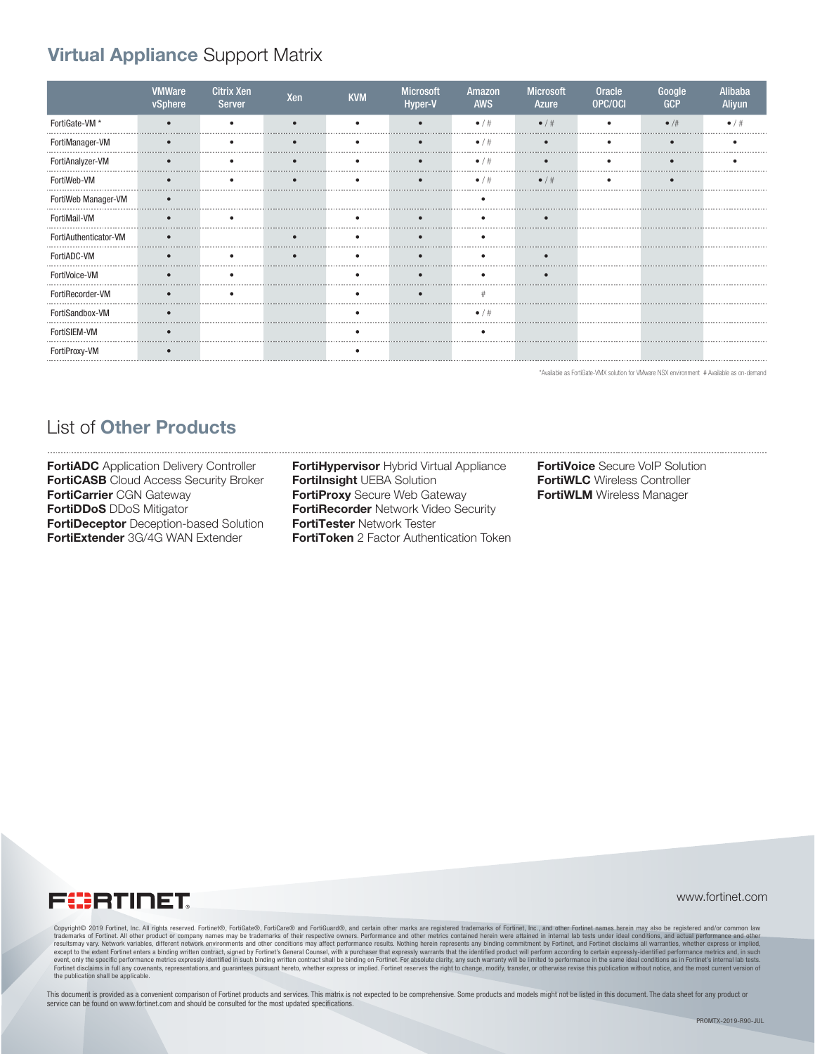## Virtual Appliance Support Matrix

| | VMWare vSphere | Citrix Xen Server | Xen | KVM | Microsoft Hyper-V | Amazon AWS | Microsoft Azure | Oracle OPC/OCI | Google GCP | Alibaba Aliyun |
|---|---|---|---|---|---|---|---|---|---|---|
| FortiGate-VM * | • | • | • | • | • | • / # | • / # | • | • /# | • / # |
| FortiManager-VM | • | • | • | • | • | • / # | • | • | • | • |
| FortiAnalyzer-VM | • | • | • | • | • | • / # | • | • | • | • |
| FortiWeb-VM | • | • | • | • | • | • / # | • / # | • | • | |
| FortiWeb Manager-VM | • | | | | | • | | | | |
| FortiMail-VM | • | • | | • | • | • | • | | | |
| FortiAuthenticator-VM | • | | • | • | • | • | | | | |
| FortiADC-VM | • | • | • | • | • | • | • | | | |
| FortiVoice-VM | • | • | | • | • | • | • | | | |
| FortiRecorder-VM | • | • | | • | • | # | | | | |
| FortiSandbox-VM | • | | | • | | • / # | | | | |
| FortiSIEM-VM | • | | | • | | • | | | | |
| FortiProxy-VM | • | | | • | | | | | | |

*Available as FortiGate-VMX solution for VMware NSX environment # Available as on-demand

## List of Other Products

**FortiADC** Application Delivery Controller
**FortiCASB** Cloud Access Security Broker
**FortiCarrier** CGN Gateway
**FortiDDoS** DDoS Mitigator
**FortiDeceptor** Deception-based Solution
**FortiExtender** 3G/4G WAN Extender
**FortiHypervisor** Hybrid Virtual Appliance
**FortiInsight** UEBA Solution
**FortiProxy** Secure Web Gateway
**FortiRecorder** Network Video Security
**FortiTester** Network Tester
**FortiToken** 2 Factor Authentication Token
**FortiVoice** Secure VoIP Solution
**FortiWLC** Wireless Controller
**FortiWLM** Wireless Manager

FORTINET

www.fortinet.com

Copyright© 2019 Fortinet, Inc. All rights reserved. Fortinet®, FortiGate®, FortiCare® and FortiGuard®, and certain other marks are registered trademarks of Fortinet, Inc., and other Fortinet names herein may also be registered and/or common law trademarks of Fortinet. All other product or company names may be trademarks of their respective owners. Performance and other metrics contained herein were attained in internal lab tests under ideal conditions, and actual performance and other resultsmay vary. Network variables, different network environments and other conditions may affect performance results. Nothing herein represents any binding commitment by Fortinet, and Fortinet disclaims all warranties, whether express or implied, except to the extent Fortinet enters a binding written contract, signed by Fortinet's General Counsel, with a purchaser that expressly warrants that the identified product will perform according to certain expressly-identified performance metrics and, in such event, only the specific performance metrics expressly identified in such binding written contract shall be binding on Fortinet. For absolute clarity, any such warranty will be limited to performance in the same ideal conditions as in Fortinet's internal lab tests. Fortinet disclaims in full any covenants, representations,and guarantees pursuant hereto, whether express or implied. Fortinet reserves the right to change, modify, transfer, or otherwise revise this publication without notice, and the most current version of the publication shall be applicable.

This document is provided as a convenient comparison of Fortinet products and services. This matrix is not expected to be comprehensive. Some products and models might not be listed in this document. The data sheet for any product or service can be found on www.fortinet.com and should be consulted for the most updated specifications.

PROMTX-2019-R90-JUL